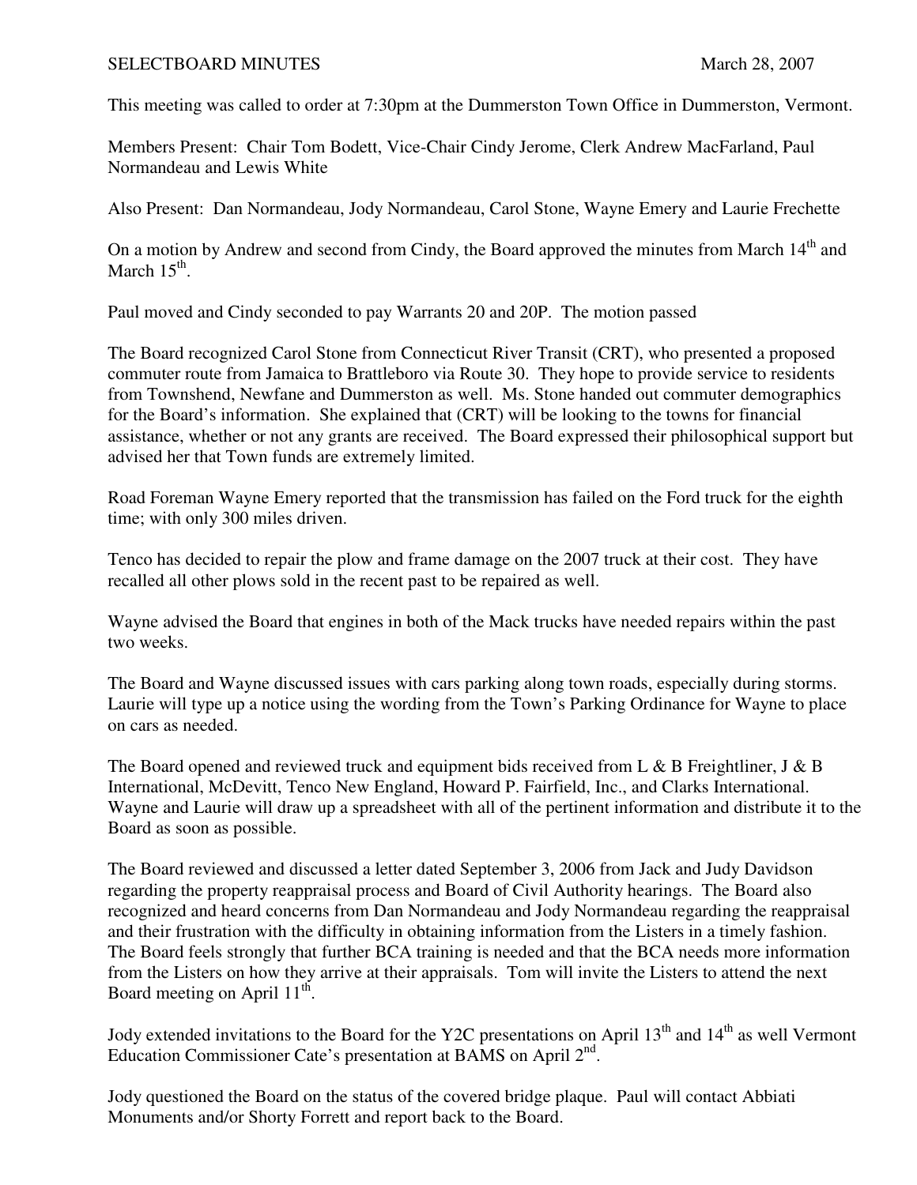SELECTBOARD MINUTES March 28, 2007

This meeting was called to order at 7:30pm at the Dummerston Town Office in Dummerston, Vermont.

Members Present: Chair Tom Bodett, Vice-Chair Cindy Jerome, Clerk Andrew MacFarland, Paul Normandeau and Lewis White

Also Present: Dan Normandeau, Jody Normandeau, Carol Stone, Wayne Emery and Laurie Frechette

On a motion by Andrew and second from Cindy, the Board approved the minutes from March 14th and March 15th.

Paul moved and Cindy seconded to pay Warrants 20 and 20P. The motion passed

The Board recognized Carol Stone from Connecticut River Transit (CRT), who presented a proposed commuter route from Jamaica to Brattleboro via Route 30. They hope to provide service to residents from Townshend, Newfane and Dummerston as well. Ms. Stone handed out commuter demographics for the Board's information. She explained that (CRT) will be looking to the towns for financial assistance, whether or not any grants are received. The Board expressed their philosophical support but advised her that Town funds are extremely limited.

Road Foreman Wayne Emery reported that the transmission has failed on the Ford truck for the eighth time; with only 300 miles driven.

Tenco has decided to repair the plow and frame damage on the 2007 truck at their cost. They have recalled all other plows sold in the recent past to be repaired as well.

Wayne advised the Board that engines in both of the Mack trucks have needed repairs within the past two weeks.

The Board and Wayne discussed issues with cars parking along town roads, especially during storms. Laurie will type up a notice using the wording from the Town's Parking Ordinance for Wayne to place on cars as needed.

The Board opened and reviewed truck and equipment bids received from L & B Freightliner, J & B International, McDevitt, Tenco New England, Howard P. Fairfield, Inc., and Clarks International. Wayne and Laurie will draw up a spreadsheet with all of the pertinent information and distribute it to the Board as soon as possible.

The Board reviewed and discussed a letter dated September 3, 2006 from Jack and Judy Davidson regarding the property reappraisal process and Board of Civil Authority hearings. The Board also recognized and heard concerns from Dan Normandeau and Jody Normandeau regarding the reappraisal and their frustration with the difficulty in obtaining information from the Listers in a timely fashion. The Board feels strongly that further BCA training is needed and that the BCA needs more information from the Listers on how they arrive at their appraisals. Tom will invite the Listers to attend the next Board meeting on April 11th.

Jody extended invitations to the Board for the Y2C presentations on April 13th and 14th as well Vermont Education Commissioner Cate's presentation at BAMS on April 2nd.

Jody questioned the Board on the status of the covered bridge plaque. Paul will contact Abbiati Monuments and/or Shorty Forrett and report back to the Board.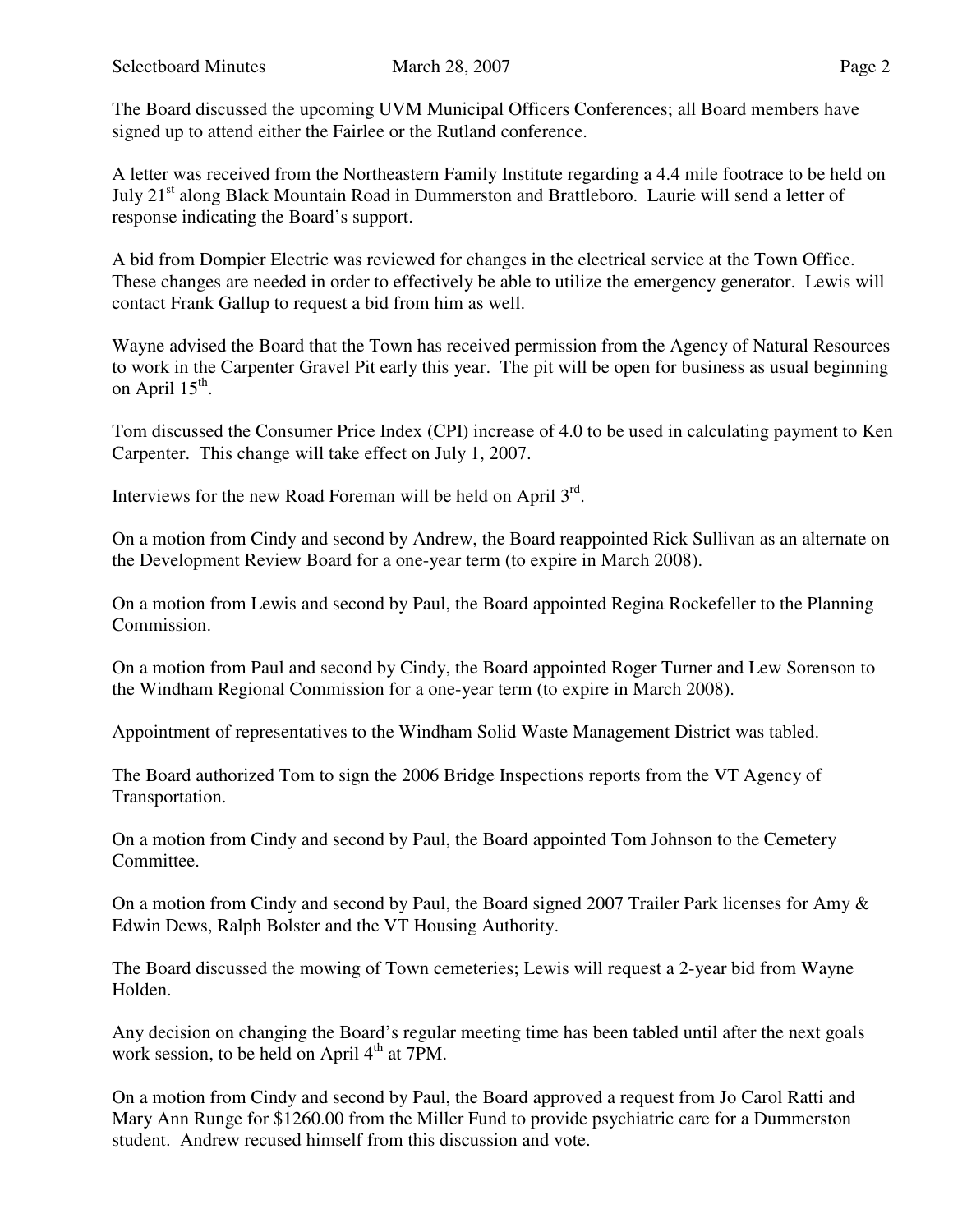The Board discussed the upcoming UVM Municipal Officers Conferences; all Board members have signed up to attend either the Fairlee or the Rutland conference.

A letter was received from the Northeastern Family Institute regarding a 4.4 mile footrace to be held on July 21st along Black Mountain Road in Dummerston and Brattleboro. Laurie will send a letter of response indicating the Board's support.

A bid from Dompier Electric was reviewed for changes in the electrical service at the Town Office. These changes are needed in order to effectively be able to utilize the emergency generator. Lewis will contact Frank Gallup to request a bid from him as well.

Wayne advised the Board that the Town has received permission from the Agency of Natural Resources to work in the Carpenter Gravel Pit early this year. The pit will be open for business as usual beginning on April 15th.

Tom discussed the Consumer Price Index (CPI) increase of 4.0 to be used in calculating payment to Ken Carpenter. This change will take effect on July 1, 2007.

Interviews for the new Road Foreman will be held on April 3rd.

On a motion from Cindy and second by Andrew, the Board reappointed Rick Sullivan as an alternate on the Development Review Board for a one-year term (to expire in March 2008).

On a motion from Lewis and second by Paul, the Board appointed Regina Rockefeller to the Planning Commission.

On a motion from Paul and second by Cindy, the Board appointed Roger Turner and Lew Sorenson to the Windham Regional Commission for a one-year term (to expire in March 2008).

Appointment of representatives to the Windham Solid Waste Management District was tabled.

The Board authorized Tom to sign the 2006 Bridge Inspections reports from the VT Agency of Transportation.

On a motion from Cindy and second by Paul, the Board appointed Tom Johnson to the Cemetery Committee.

On a motion from Cindy and second by Paul, the Board signed 2007 Trailer Park licenses for Amy & Edwin Dews, Ralph Bolster and the VT Housing Authority.

The Board discussed the mowing of Town cemeteries; Lewis will request a 2-year bid from Wayne Holden.

Any decision on changing the Board's regular meeting time has been tabled until after the next goals work session, to be held on April 4th at 7PM.

On a motion from Cindy and second by Paul, the Board approved a request from Jo Carol Ratti and Mary Ann Runge for $1260.00 from the Miller Fund to provide psychiatric care for a Dummerston student. Andrew recused himself from this discussion and vote.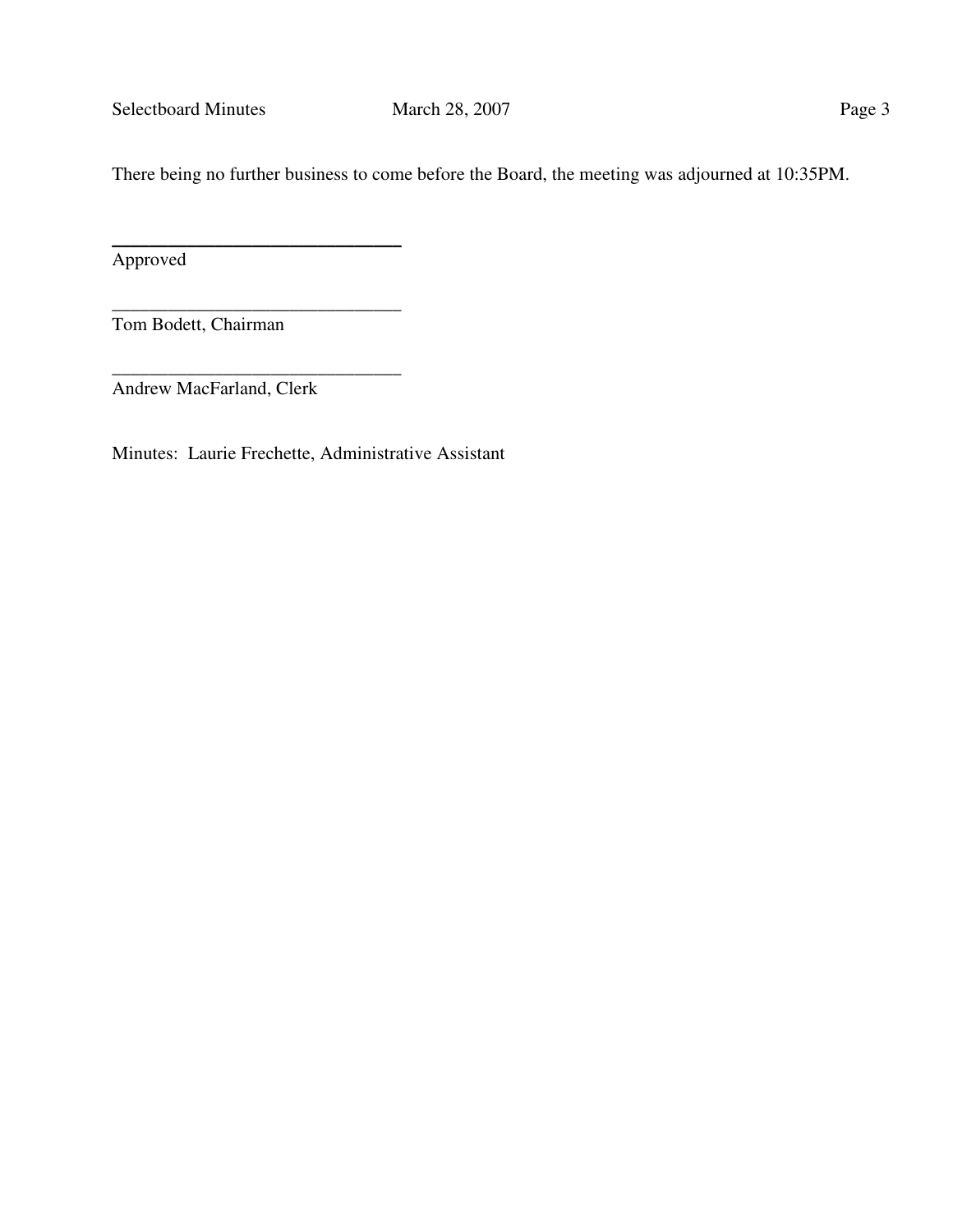There being no further business to come before the Board, the meeting was adjourned at 10:35PM.

\_\_\_\_\_\_\_\_\_\_\_\_\_\_\_\_\_\_\_\_\_\_\_\_\_\_\_\_\_\_\_

Approved

\_\_\_\_\_\_\_\_\_\_\_\_\_\_\_\_\_\_\_\_\_\_\_\_\_\_\_\_\_\_\_

Tom Bodett, Chairman

\_\_\_\_\_\_\_\_\_\_\_\_\_\_\_\_\_\_\_\_\_\_\_\_\_\_\_\_\_\_\_

Andrew MacFarland, Clerk

Minutes: Laurie Frechette, Administrative Assistant